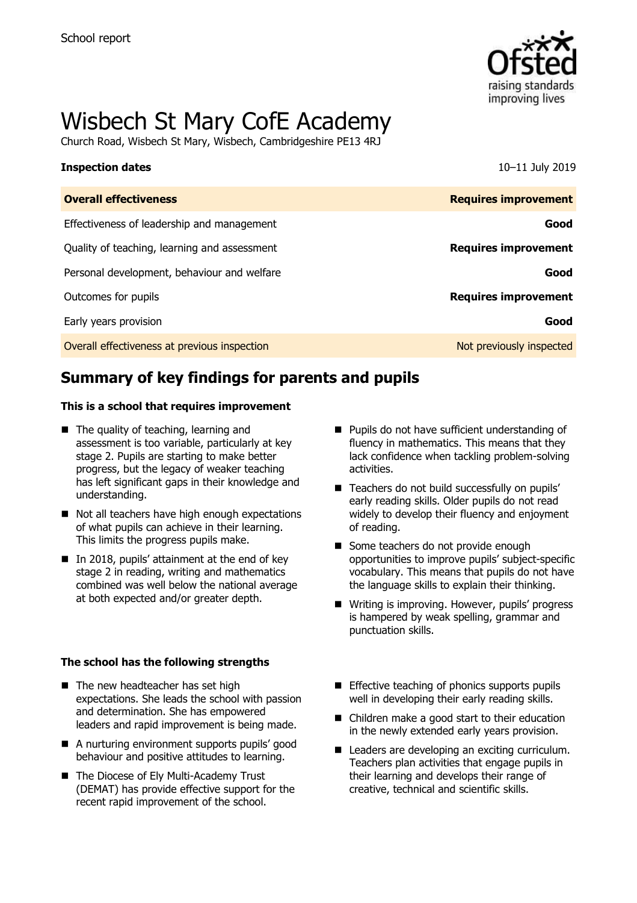School report

# Wisbech St Mary CofE Academy

Church Road, Wisbech St Mary, Wisbech, Cambridgeshire PE13 4RJ

| **Inspection dates** | 10–11 July 2019 |
|---|---|
| **Overall effectiveness** | **Requires improvement** |
| Effectiveness of leadership and management | **Good** |
| Quality of teaching, learning and assessment | **Requires improvement** |
| Personal development, behaviour and welfare | **Good** |
| Outcomes for pupils | **Requires improvement** |
| Early years provision | **Good** |
| Overall effectiveness at previous inspection | Not previously inspected |

## Summary of key findings for parents and pupils

### This is a school that requires improvement

- The quality of teaching, learning and assessment is too variable, particularly at key stage 2. Pupils are starting to make better progress, but the legacy of weaker teaching has left significant gaps in their knowledge and understanding.
- Not all teachers have high enough expectations of what pupils can achieve in their learning. This limits the progress pupils make.
- In 2018, pupils' attainment at the end of key stage 2 in reading, writing and mathematics combined was well below the national average at both expected and/or greater depth.
- Pupils do not have sufficient understanding of fluency in mathematics. This means that they lack confidence when tackling problem-solving activities.
- Teachers do not build successfully on pupils' early reading skills. Older pupils do not read widely to develop their fluency and enjoyment of reading.
- Some teachers do not provide enough opportunities to improve pupils' subject-specific vocabulary. This means that pupils do not have the language skills to explain their thinking.
- Writing is improving. However, pupils' progress is hampered by weak spelling, grammar and punctuation skills.

### The school has the following strengths

- The new headteacher has set high expectations. She leads the school with passion and determination. She has empowered leaders and rapid improvement is being made.
- A nurturing environment supports pupils' good behaviour and positive attitudes to learning.
- The Diocese of Ely Multi-Academy Trust (DEMAT) has provide effective support for the recent rapid improvement of the school.
- Effective teaching of phonics supports pupils well in developing their early reading skills.
- Children make a good start to their education in the newly extended early years provision.
- Leaders are developing an exciting curriculum. Teachers plan activities that engage pupils in their learning and develops their range of creative, technical and scientific skills.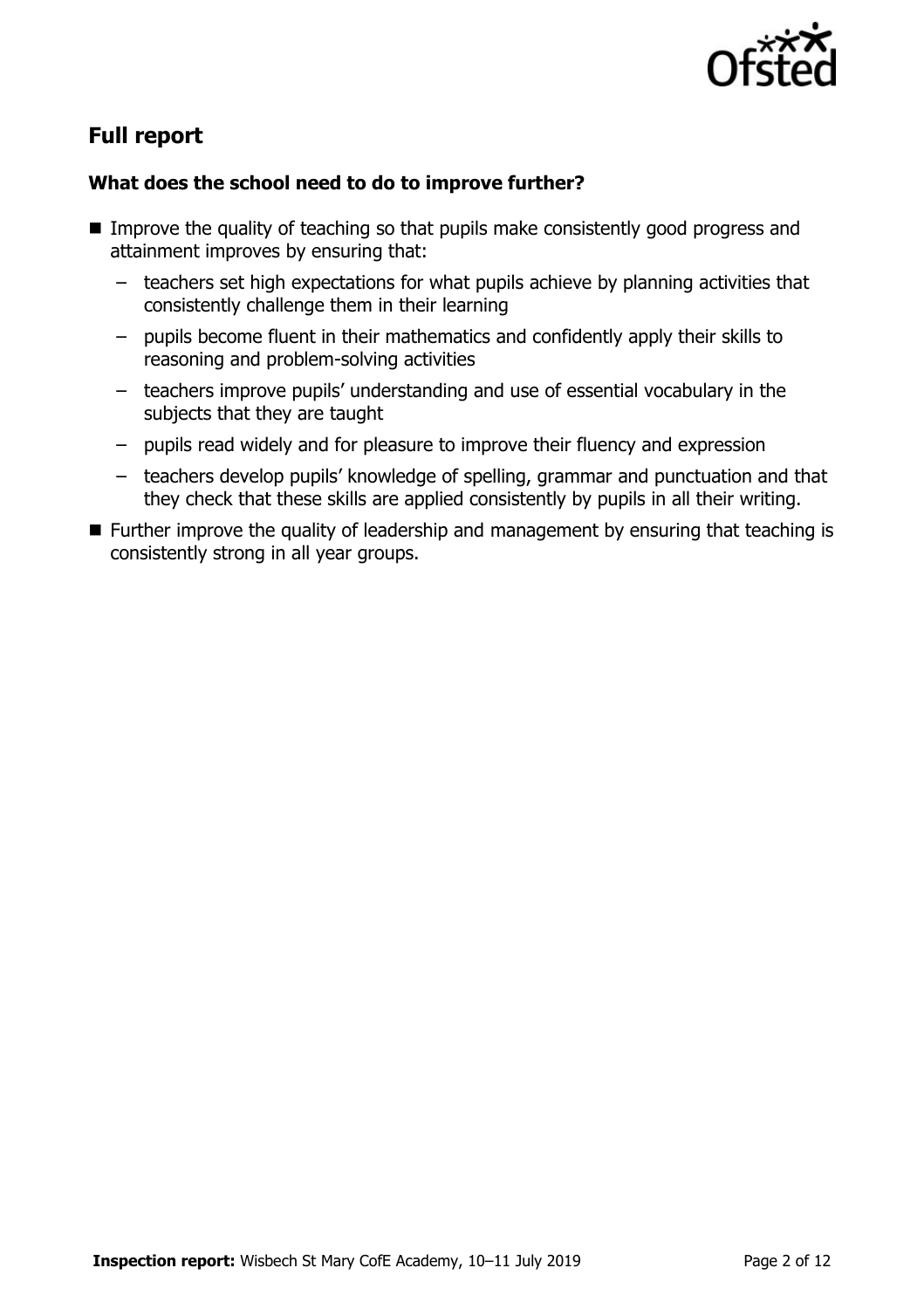## Full report

### What does the school need to do to improve further?

- Improve the quality of teaching so that pupils make consistently good progress and attainment improves by ensuring that:
  - teachers set high expectations for what pupils achieve by planning activities that consistently challenge them in their learning
  - pupils become fluent in their mathematics and confidently apply their skills to reasoning and problem-solving activities
  - teachers improve pupils' understanding and use of essential vocabulary in the subjects that they are taught
  - pupils read widely and for pleasure to improve their fluency and expression
  - teachers develop pupils' knowledge of spelling, grammar and punctuation and that they check that these skills are applied consistently by pupils in all their writing.
- Further improve the quality of leadership and management by ensuring that teaching is consistently strong in all year groups.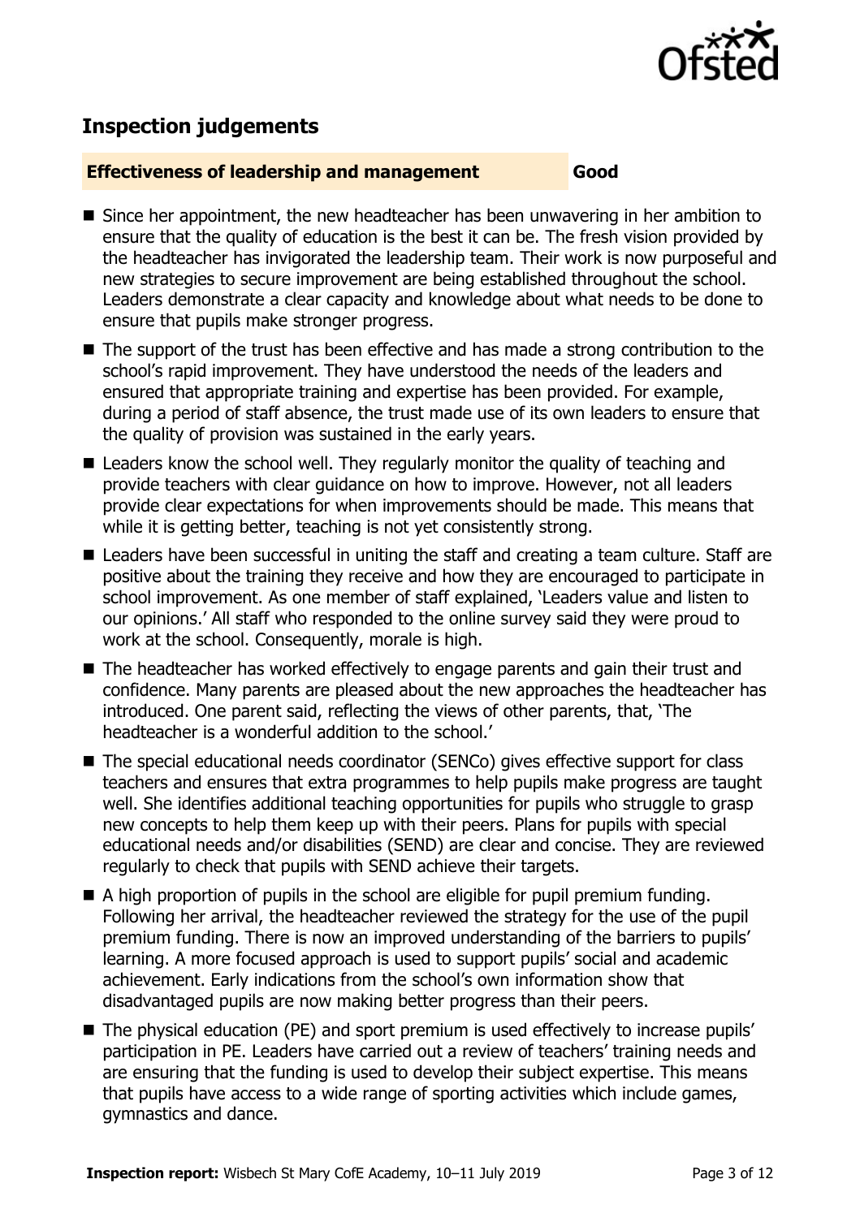## Inspection judgements

**Effectiveness of leadership and management** **Good**

- Since her appointment, the new headteacher has been unwavering in her ambition to ensure that the quality of education is the best it can be. The fresh vision provided by the headteacher has invigorated the leadership team. Their work is now purposeful and new strategies to secure improvement are being established throughout the school. Leaders demonstrate a clear capacity and knowledge about what needs to be done to ensure that pupils make stronger progress.
- The support of the trust has been effective and has made a strong contribution to the school's rapid improvement. They have understood the needs of the leaders and ensured that appropriate training and expertise has been provided. For example, during a period of staff absence, the trust made use of its own leaders to ensure that the quality of provision was sustained in the early years.
- Leaders know the school well. They regularly monitor the quality of teaching and provide teachers with clear guidance on how to improve. However, not all leaders provide clear expectations for when improvements should be made. This means that while it is getting better, teaching is not yet consistently strong.
- Leaders have been successful in uniting the staff and creating a team culture. Staff are positive about the training they receive and how they are encouraged to participate in school improvement. As one member of staff explained, 'Leaders value and listen to our opinions.' All staff who responded to the online survey said they were proud to work at the school. Consequently, morale is high.
- The headteacher has worked effectively to engage parents and gain their trust and confidence. Many parents are pleased about the new approaches the headteacher has introduced. One parent said, reflecting the views of other parents, that, 'The headteacher is a wonderful addition to the school.'
- The special educational needs coordinator (SENCo) gives effective support for class teachers and ensures that extra programmes to help pupils make progress are taught well. She identifies additional teaching opportunities for pupils who struggle to grasp new concepts to help them keep up with their peers. Plans for pupils with special educational needs and/or disabilities (SEND) are clear and concise. They are reviewed regularly to check that pupils with SEND achieve their targets.
- A high proportion of pupils in the school are eligible for pupil premium funding. Following her arrival, the headteacher reviewed the strategy for the use of the pupil premium funding. There is now an improved understanding of the barriers to pupils' learning. A more focused approach is used to support pupils' social and academic achievement. Early indications from the school's own information show that disadvantaged pupils are now making better progress than their peers.
- The physical education (PE) and sport premium is used effectively to increase pupils' participation in PE. Leaders have carried out a review of teachers' training needs and are ensuring that the funding is used to develop their subject expertise. This means that pupils have access to a wide range of sporting activities which include games, gymnastics and dance.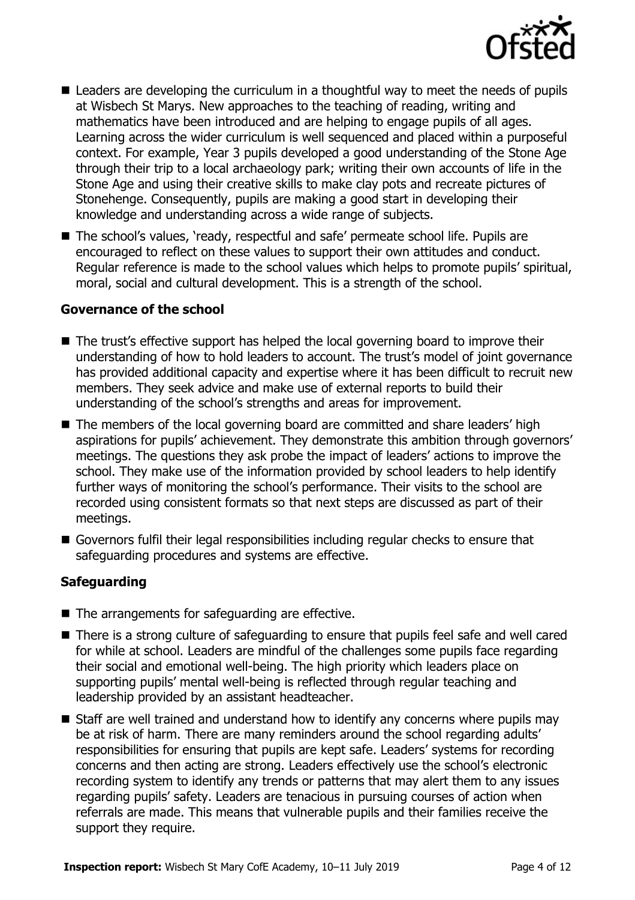- Leaders are developing the curriculum in a thoughtful way to meet the needs of pupils at Wisbech St Marys. New approaches to the teaching of reading, writing and mathematics have been introduced and are helping to engage pupils of all ages. Learning across the wider curriculum is well sequenced and placed within a purposeful context. For example, Year 3 pupils developed a good understanding of the Stone Age through their trip to a local archaeology park; writing their own accounts of life in the Stone Age and using their creative skills to make clay pots and recreate pictures of Stonehenge. Consequently, pupils are making a good start in developing their knowledge and understanding across a wide range of subjects.
- The school's values, 'ready, respectful and safe' permeate school life. Pupils are encouraged to reflect on these values to support their own attitudes and conduct. Regular reference is made to the school values which helps to promote pupils' spiritual, moral, social and cultural development. This is a strength of the school.

### Governance of the school

- The trust's effective support has helped the local governing board to improve their understanding of how to hold leaders to account. The trust's model of joint governance has provided additional capacity and expertise where it has been difficult to recruit new members. They seek advice and make use of external reports to build their understanding of the school's strengths and areas for improvement.
- The members of the local governing board are committed and share leaders' high aspirations for pupils' achievement. They demonstrate this ambition through governors' meetings. The questions they ask probe the impact of leaders' actions to improve the school. They make use of the information provided by school leaders to help identify further ways of monitoring the school's performance. Their visits to the school are recorded using consistent formats so that next steps are discussed as part of their meetings.
- Governors fulfil their legal responsibilities including regular checks to ensure that safeguarding procedures and systems are effective.

### Safeguarding

- The arrangements for safeguarding are effective.
- There is a strong culture of safeguarding to ensure that pupils feel safe and well cared for while at school. Leaders are mindful of the challenges some pupils face regarding their social and emotional well-being. The high priority which leaders place on supporting pupils' mental well-being is reflected through regular teaching and leadership provided by an assistant headteacher.
- Staff are well trained and understand how to identify any concerns where pupils may be at risk of harm. There are many reminders around the school regarding adults' responsibilities for ensuring that pupils are kept safe. Leaders' systems for recording concerns and then acting are strong. Leaders effectively use the school's electronic recording system to identify any trends or patterns that may alert them to any issues regarding pupils' safety. Leaders are tenacious in pursuing courses of action when referrals are made. This means that vulnerable pupils and their families receive the support they require.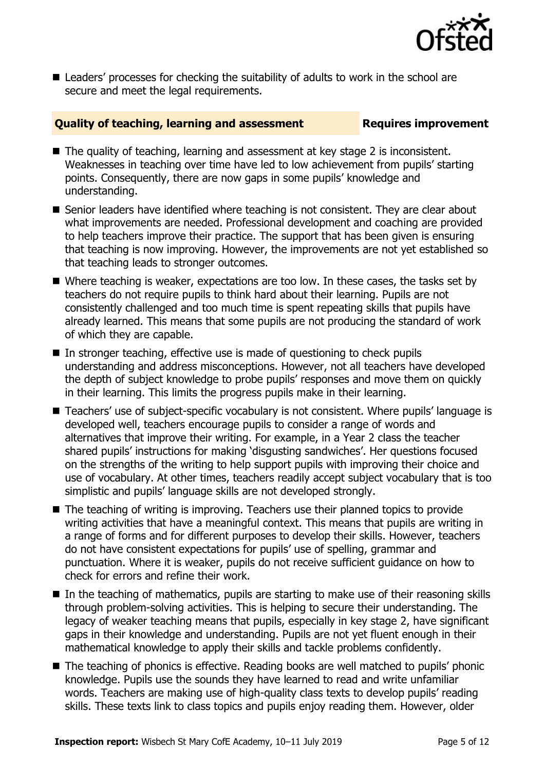- Leaders' processes for checking the suitability of adults to work in the school are secure and meet the legal requirements.

## Quality of teaching, learning and assessment — Requires improvement

- The quality of teaching, learning and assessment at key stage 2 is inconsistent. Weaknesses in teaching over time have led to low achievement from pupils' starting points. Consequently, there are now gaps in some pupils' knowledge and understanding.
- Senior leaders have identified where teaching is not consistent. They are clear about what improvements are needed. Professional development and coaching are provided to help teachers improve their practice. The support that has been given is ensuring that teaching is now improving. However, the improvements are not yet established so that teaching leads to stronger outcomes.
- Where teaching is weaker, expectations are too low. In these cases, the tasks set by teachers do not require pupils to think hard about their learning. Pupils are not consistently challenged and too much time is spent repeating skills that pupils have already learned. This means that some pupils are not producing the standard of work of which they are capable.
- In stronger teaching, effective use is made of questioning to check pupils understanding and address misconceptions. However, not all teachers have developed the depth of subject knowledge to probe pupils' responses and move them on quickly in their learning. This limits the progress pupils make in their learning.
- Teachers' use of subject-specific vocabulary is not consistent. Where pupils' language is developed well, teachers encourage pupils to consider a range of words and alternatives that improve their writing. For example, in a Year 2 class the teacher shared pupils' instructions for making 'disgusting sandwiches'. Her questions focused on the strengths of the writing to help support pupils with improving their choice and use of vocabulary. At other times, teachers readily accept subject vocabulary that is too simplistic and pupils' language skills are not developed strongly.
- The teaching of writing is improving. Teachers use their planned topics to provide writing activities that have a meaningful context. This means that pupils are writing in a range of forms and for different purposes to develop their skills. However, teachers do not have consistent expectations for pupils' use of spelling, grammar and punctuation. Where it is weaker, pupils do not receive sufficient guidance on how to check for errors and refine their work.
- In the teaching of mathematics, pupils are starting to make use of their reasoning skills through problem-solving activities. This is helping to secure their understanding. The legacy of weaker teaching means that pupils, especially in key stage 2, have significant gaps in their knowledge and understanding. Pupils are not yet fluent enough in their mathematical knowledge to apply their skills and tackle problems confidently.
- The teaching of phonics is effective. Reading books are well matched to pupils' phonic knowledge. Pupils use the sounds they have learned to read and write unfamiliar words. Teachers are making use of high-quality class texts to develop pupils' reading skills. These texts link to class topics and pupils enjoy reading them. However, older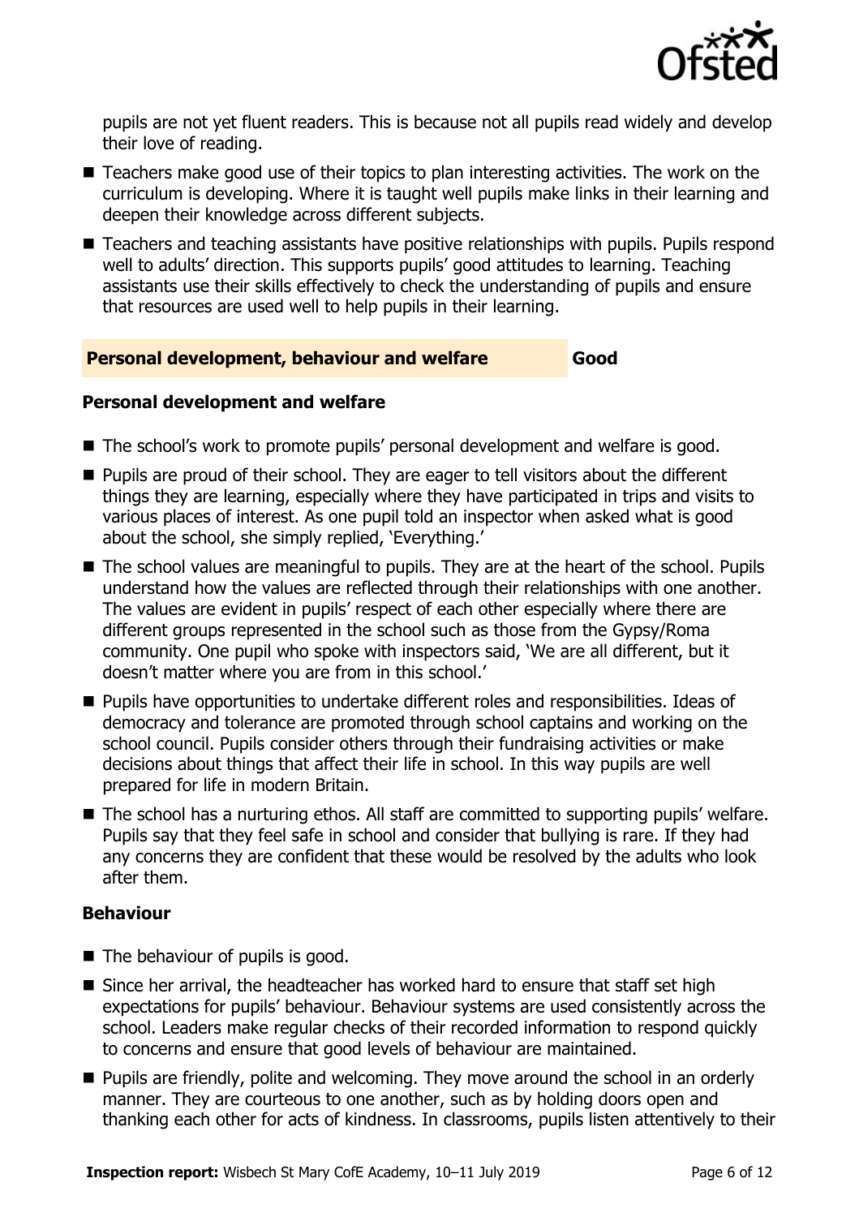pupils are not yet fluent readers. This is because not all pupils read widely and develop their love of reading.

- Teachers make good use of their topics to plan interesting activities. The work on the curriculum is developing. Where it is taught well pupils make links in their learning and deepen their knowledge across different subjects.
- Teachers and teaching assistants have positive relationships with pupils. Pupils respond well to adults' direction. This supports pupils' good attitudes to learning. Teaching assistants use their skills effectively to check the understanding of pupils and ensure that resources are used well to help pupils in their learning.

## Personal development, behaviour and welfare — Good

### Personal development and welfare

- The school's work to promote pupils' personal development and welfare is good.
- Pupils are proud of their school. They are eager to tell visitors about the different things they are learning, especially where they have participated in trips and visits to various places of interest. As one pupil told an inspector when asked what is good about the school, she simply replied, 'Everything.'
- The school values are meaningful to pupils. They are at the heart of the school. Pupils understand how the values are reflected through their relationships with one another. The values are evident in pupils' respect of each other especially where there are different groups represented in the school such as those from the Gypsy/Roma community. One pupil who spoke with inspectors said, 'We are all different, but it doesn't matter where you are from in this school.'
- Pupils have opportunities to undertake different roles and responsibilities. Ideas of democracy and tolerance are promoted through school captains and working on the school council. Pupils consider others through their fundraising activities or make decisions about things that affect their life in school. In this way pupils are well prepared for life in modern Britain.
- The school has a nurturing ethos. All staff are committed to supporting pupils' welfare. Pupils say that they feel safe in school and consider that bullying is rare. If they had any concerns they are confident that these would be resolved by the adults who look after them.

### Behaviour

- The behaviour of pupils is good.
- Since her arrival, the headteacher has worked hard to ensure that staff set high expectations for pupils' behaviour. Behaviour systems are used consistently across the school. Leaders make regular checks of their recorded information to respond quickly to concerns and ensure that good levels of behaviour are maintained.
- Pupils are friendly, polite and welcoming. They move around the school in an orderly manner. They are courteous to one another, such as by holding doors open and thanking each other for acts of kindness. In classrooms, pupils listen attentively to their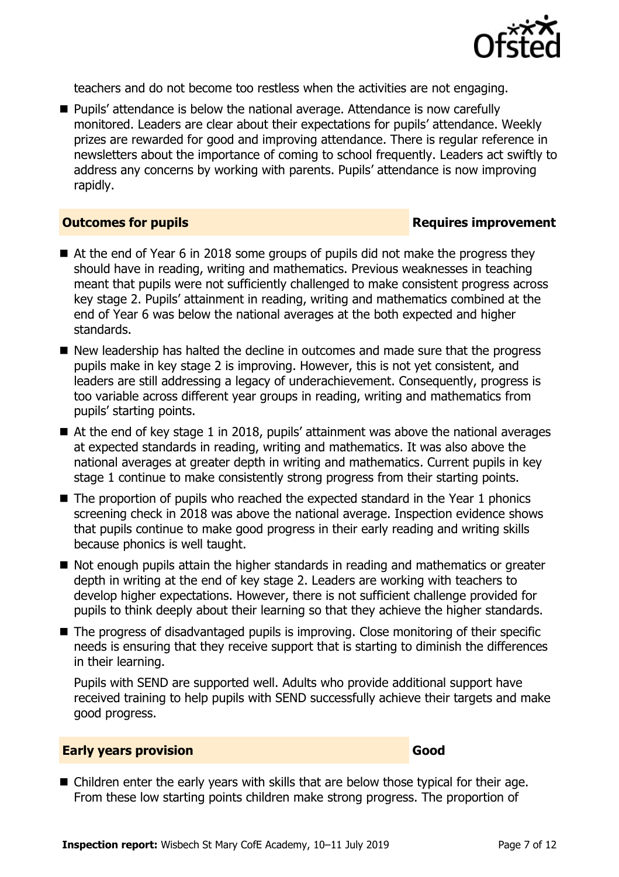teachers and do not become too restless when the activities are not engaging.

- Pupils' attendance is below the national average. Attendance is now carefully monitored. Leaders are clear about their expectations for pupils' attendance. Weekly prizes are rewarded for good and improving attendance. There is regular reference in newsletters about the importance of coming to school frequently. Leaders act swiftly to address any concerns by working with parents. Pupils' attendance is now improving rapidly.

## Outcomes for pupils — Requires improvement

- At the end of Year 6 in 2018 some groups of pupils did not make the progress they should have in reading, writing and mathematics. Previous weaknesses in teaching meant that pupils were not sufficiently challenged to make consistent progress across key stage 2. Pupils' attainment in reading, writing and mathematics combined at the end of Year 6 was below the national averages at the both expected and higher standards.
- New leadership has halted the decline in outcomes and made sure that the progress pupils make in key stage 2 is improving. However, this is not yet consistent, and leaders are still addressing a legacy of underachievement. Consequently, progress is too variable across different year groups in reading, writing and mathematics from pupils' starting points.
- At the end of key stage 1 in 2018, pupils' attainment was above the national averages at expected standards in reading, writing and mathematics. It was also above the national averages at greater depth in writing and mathematics. Current pupils in key stage 1 continue to make consistently strong progress from their starting points.
- The proportion of pupils who reached the expected standard in the Year 1 phonics screening check in 2018 was above the national average. Inspection evidence shows that pupils continue to make good progress in their early reading and writing skills because phonics is well taught.
- Not enough pupils attain the higher standards in reading and mathematics or greater depth in writing at the end of key stage 2. Leaders are working with teachers to develop higher expectations. However, there is not sufficient challenge provided for pupils to think deeply about their learning so that they achieve the higher standards.
- The progress of disadvantaged pupils is improving. Close monitoring of their specific needs is ensuring that they receive support that is starting to diminish the differences in their learning.

  Pupils with SEND are supported well. Adults who provide additional support have received training to help pupils with SEND successfully achieve their targets and make good progress.

## Early years provision — Good

- Children enter the early years with skills that are below those typical for their age. From these low starting points children make strong progress. The proportion of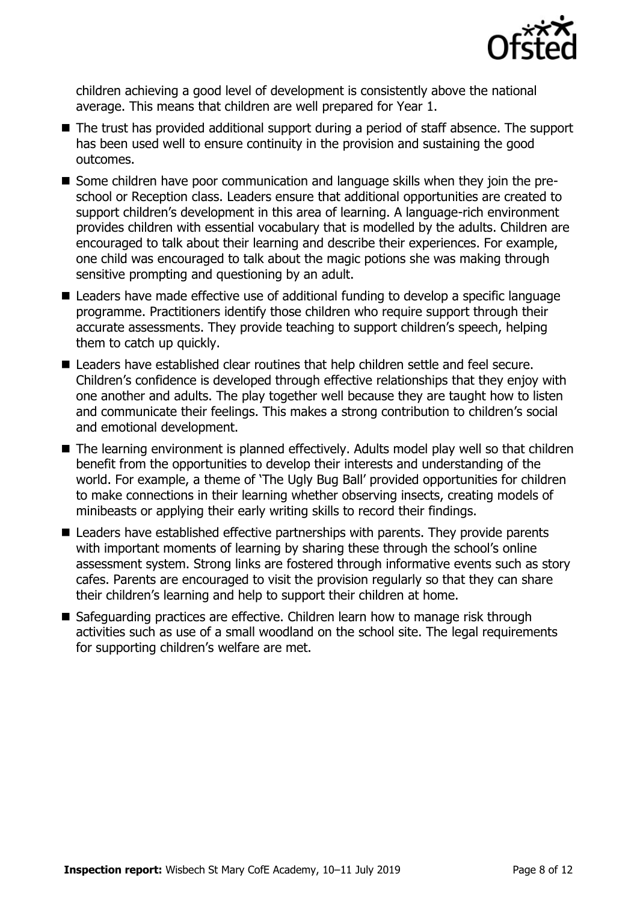children achieving a good level of development is consistently above the national average. This means that children are well prepared for Year 1.

- The trust has provided additional support during a period of staff absence. The support has been used well to ensure continuity in the provision and sustaining the good outcomes.
- Some children have poor communication and language skills when they join the pre-school or Reception class. Leaders ensure that additional opportunities are created to support children's development in this area of learning. A language-rich environment provides children with essential vocabulary that is modelled by the adults. Children are encouraged to talk about their learning and describe their experiences. For example, one child was encouraged to talk about the magic potions she was making through sensitive prompting and questioning by an adult.
- Leaders have made effective use of additional funding to develop a specific language programme. Practitioners identify those children who require support through their accurate assessments. They provide teaching to support children's speech, helping them to catch up quickly.
- Leaders have established clear routines that help children settle and feel secure. Children's confidence is developed through effective relationships that they enjoy with one another and adults. The play together well because they are taught how to listen and communicate their feelings. This makes a strong contribution to children's social and emotional development.
- The learning environment is planned effectively. Adults model play well so that children benefit from the opportunities to develop their interests and understanding of the world. For example, a theme of 'The Ugly Bug Ball' provided opportunities for children to make connections in their learning whether observing insects, creating models of minibeasts or applying their early writing skills to record their findings.
- Leaders have established effective partnerships with parents. They provide parents with important moments of learning by sharing these through the school's online assessment system. Strong links are fostered through informative events such as story cafes. Parents are encouraged to visit the provision regularly so that they can share their children's learning and help to support their children at home.
- Safeguarding practices are effective. Children learn how to manage risk through activities such as use of a small woodland on the school site. The legal requirements for supporting children's welfare are met.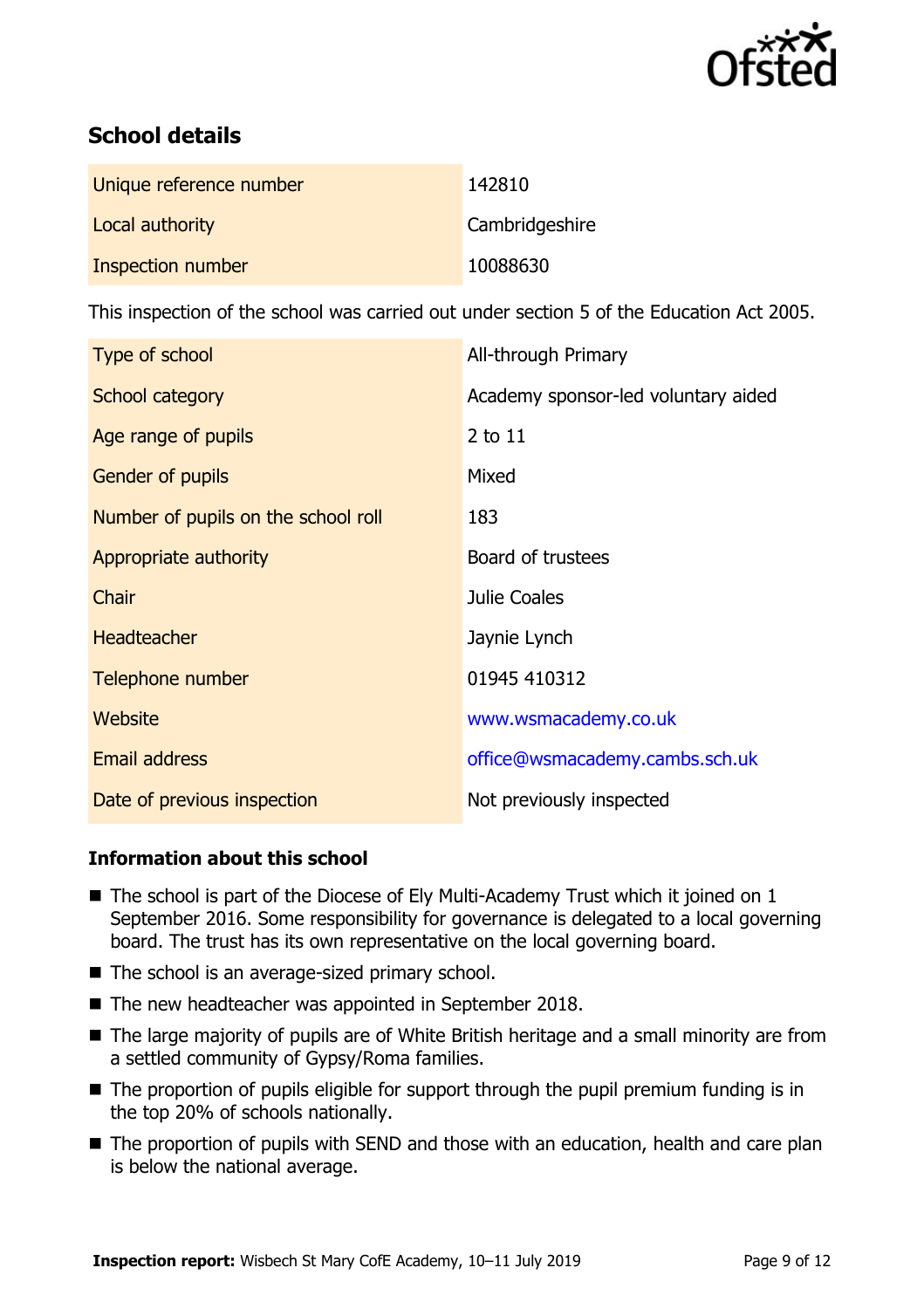## School details

| | |
|---|---|
| Unique reference number | 142810 |
| Local authority | Cambridgeshire |
| Inspection number | 10088630 |

This inspection of the school was carried out under section 5 of the Education Act 2005.

| | |
|---|---|
| Type of school | All-through Primary |
| School category | Academy sponsor-led voluntary aided |
| Age range of pupils | 2 to 11 |
| Gender of pupils | Mixed |
| Number of pupils on the school roll | 183 |
| Appropriate authority | Board of trustees |
| Chair | Julie Coales |
| Headteacher | Jaynie Lynch |
| Telephone number | 01945 410312 |
| Website | www.wsmacademy.co.uk |
| Email address | office@wsmacademy.cambs.sch.uk |
| Date of previous inspection | Not previously inspected |

### Information about this school

- The school is part of the Diocese of Ely Multi-Academy Trust which it joined on 1 September 2016. Some responsibility for governance is delegated to a local governing board. The trust has its own representative on the local governing board.
- The school is an average-sized primary school.
- The new headteacher was appointed in September 2018.
- The large majority of pupils are of White British heritage and a small minority are from a settled community of Gypsy/Roma families.
- The proportion of pupils eligible for support through the pupil premium funding is in the top 20% of schools nationally.
- The proportion of pupils with SEND and those with an education, health and care plan is below the national average.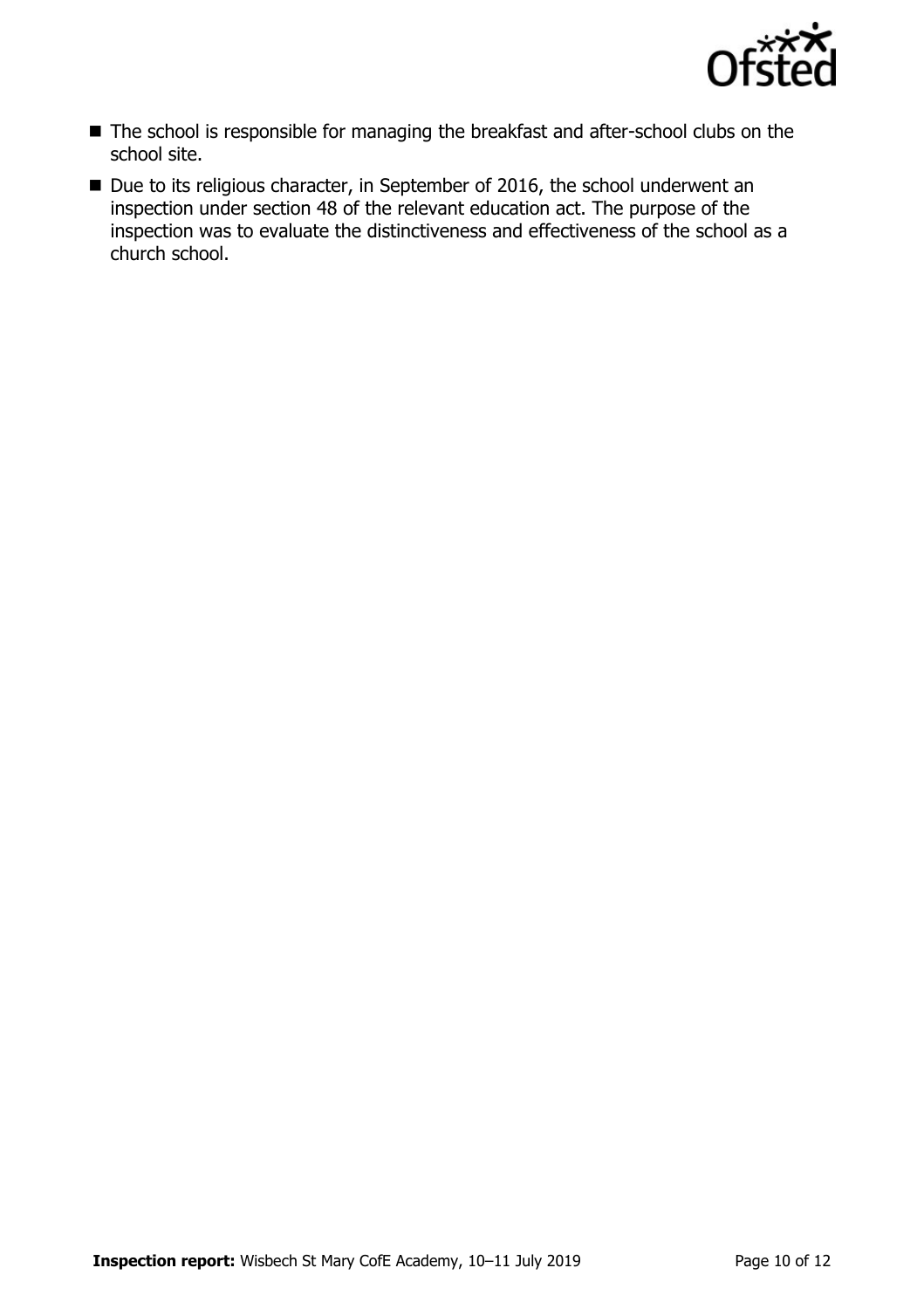- The school is responsible for managing the breakfast and after-school clubs on the school site.
- Due to its religious character, in September of 2016, the school underwent an inspection under section 48 of the relevant education act. The purpose of the inspection was to evaluate the distinctiveness and effectiveness of the school as a church school.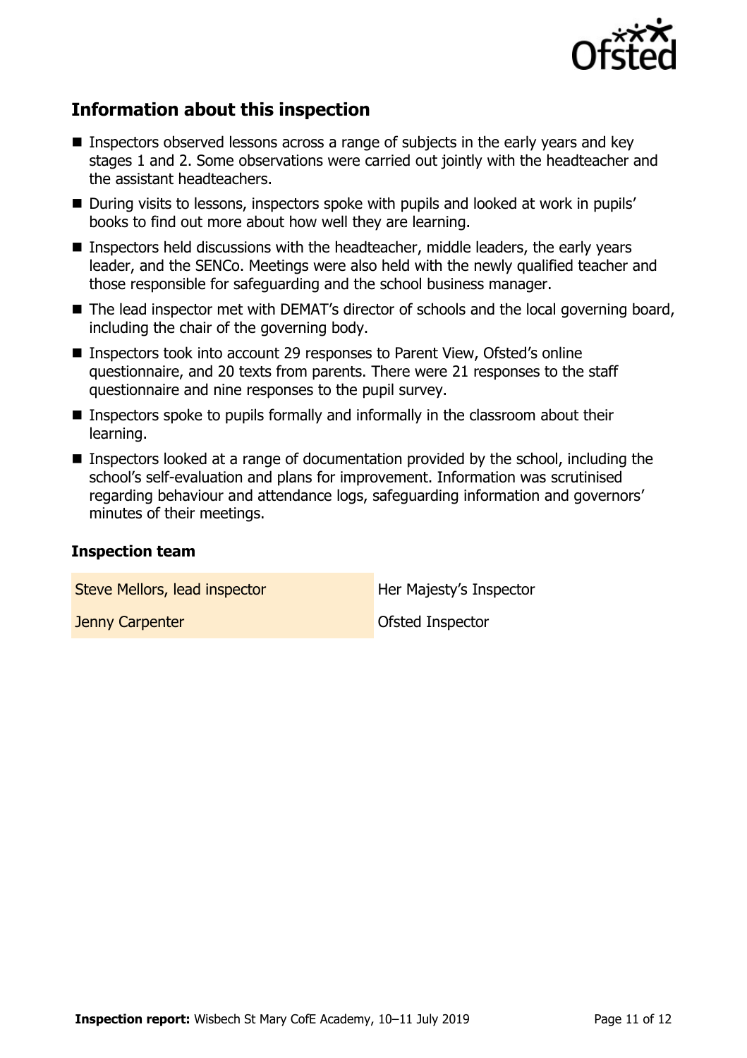## Information about this inspection

- Inspectors observed lessons across a range of subjects in the early years and key stages 1 and 2. Some observations were carried out jointly with the headteacher and the assistant headteachers.
- During visits to lessons, inspectors spoke with pupils and looked at work in pupils' books to find out more about how well they are learning.
- Inspectors held discussions with the headteacher, middle leaders, the early years leader, and the SENCo. Meetings were also held with the newly qualified teacher and those responsible for safeguarding and the school business manager.
- The lead inspector met with DEMAT's director of schools and the local governing board, including the chair of the governing body.
- Inspectors took into account 29 responses to Parent View, Ofsted's online questionnaire, and 20 texts from parents. There were 21 responses to the staff questionnaire and nine responses to the pupil survey.
- Inspectors spoke to pupils formally and informally in the classroom about their learning.
- Inspectors looked at a range of documentation provided by the school, including the school's self-evaluation and plans for improvement. Information was scrutinised regarding behaviour and attendance logs, safeguarding information and governors' minutes of their meetings.

### Inspection team

| | |
|---|---|
| Steve Mellors, lead inspector | Her Majesty's Inspector |
| Jenny Carpenter | Ofsted Inspector |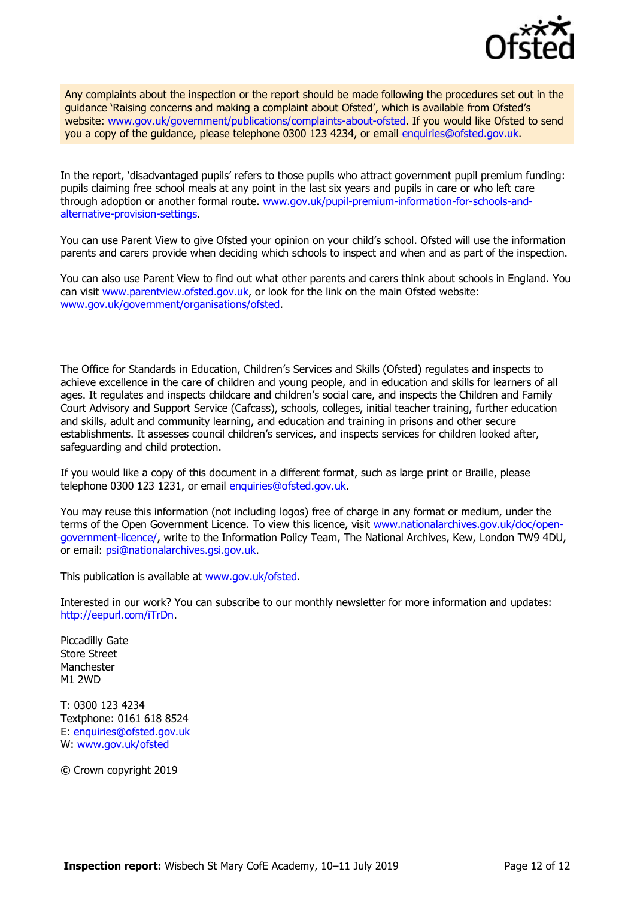Any complaints about the inspection or the report should be made following the procedures set out in the guidance 'Raising concerns and making a complaint about Ofsted', which is available from Ofsted's website: www.gov.uk/government/publications/complaints-about-ofsted. If you would like Ofsted to send you a copy of the guidance, please telephone 0300 123 4234, or email enquiries@ofsted.gov.uk.

In the report, 'disadvantaged pupils' refers to those pupils who attract government pupil premium funding: pupils claiming free school meals at any point in the last six years and pupils in care or who left care through adoption or another formal route. www.gov.uk/pupil-premium-information-for-schools-and-alternative-provision-settings.

You can use Parent View to give Ofsted your opinion on your child's school. Ofsted will use the information parents and carers provide when deciding which schools to inspect and when and as part of the inspection.

You can also use Parent View to find out what other parents and carers think about schools in England. You can visit www.parentview.ofsted.gov.uk, or look for the link on the main Ofsted website: www.gov.uk/government/organisations/ofsted.

The Office for Standards in Education, Children's Services and Skills (Ofsted) regulates and inspects to achieve excellence in the care of children and young people, and in education and skills for learners of all ages. It regulates and inspects childcare and children's social care, and inspects the Children and Family Court Advisory and Support Service (Cafcass), schools, colleges, initial teacher training, further education and skills, adult and community learning, and education and training in prisons and other secure establishments. It assesses council children's services, and inspects services for children looked after, safeguarding and child protection.

If you would like a copy of this document in a different format, such as large print or Braille, please telephone 0300 123 1231, or email enquiries@ofsted.gov.uk.

You may reuse this information (not including logos) free of charge in any format or medium, under the terms of the Open Government Licence. To view this licence, visit www.nationalarchives.gov.uk/doc/open-government-licence/, write to the Information Policy Team, The National Archives, Kew, London TW9 4DU, or email: psi@nationalarchives.gsi.gov.uk.

This publication is available at www.gov.uk/ofsted.

Interested in our work? You can subscribe to our monthly newsletter for more information and updates: http://eepurl.com/iTrDn.

Piccadilly Gate
Store Street
Manchester
M1 2WD

T: 0300 123 4234
Textphone: 0161 618 8524
E: enquiries@ofsted.gov.uk
W: www.gov.uk/ofsted

© Crown copyright 2019